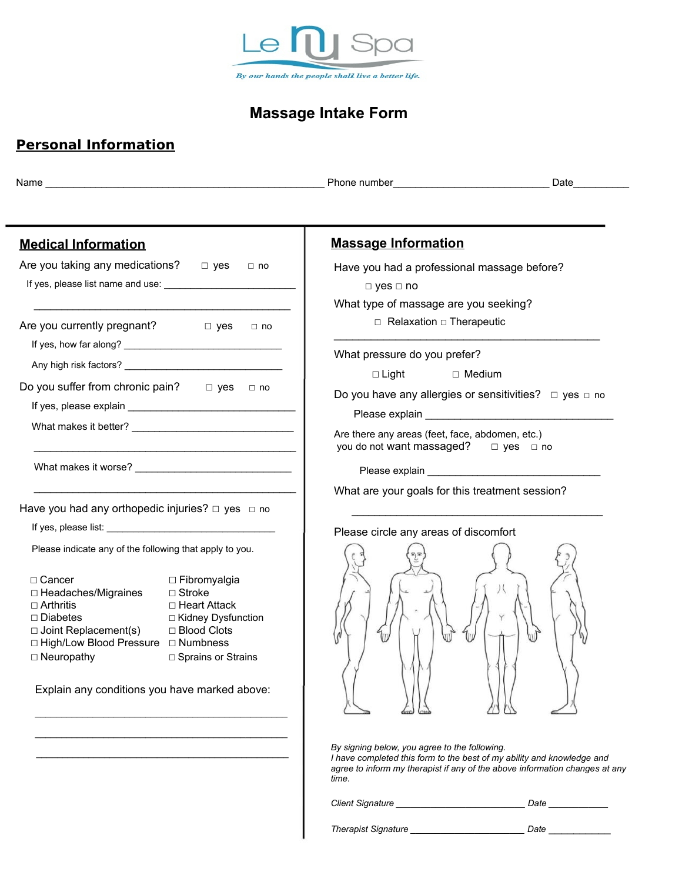Le nu Spa

*By our hands the people shall live a better life.*

# Massage Intake Form

## Personal Information

Name ______________________________________________ Phone number_________________________ Date__________

## Medical Information

Are you taking any medications? ☐ yes ☐ no

If yes, please list name and use: ________________________

_____________________________________________

Are you currently pregnant? ☐ yes ☐ no

If yes, how far along? ____________________________

Any high risk factors? ____________________________

Do you suffer from chronic pain? ☐ yes ☐ no

If yes, please explain ______________________________

What makes it better? ____________________________

_____________________________________________

What makes it worse? ____________________________

_____________________________________________

Have you had any orthopedic injuries? ☐ yes ☐ no

If yes, please list: ______________________________

Please indicate any of the following that apply to you.

☐ Cancer
☐ Headaches/Migraines
☐ Arthritis
☐ Diabetes
☐ Joint Replacement(s)
☐ High/Low Blood Pressure
☐ Neuropathy
☐ Fibromyalgia
☐ Stroke
☐ Heart Attack
☐ Kidney Dysfunction
☐ Blood Clots
☐ Numbness
☐ Sprains or Strains

Explain any conditions you have marked above:

_____________________________________________

_____________________________________________

_____________________________________________

## Massage Information

Have you had a professional massage before?

☐ yes ☐ no

What type of massage are you seeking?

☐ Relaxation ☐ Therapeutic

_____________________________________________

What pressure do you prefer?

☐ Light ☐ Medium

Do you have any allergies or sensitivities? ☐ yes ☐ no

Please explain ________________________________

Are there any areas (feet, face, abdomen, etc.) you do not want massaged? ☐ yes ☐ no

Please explain ______________________________

What are your goals for this treatment session?

_____________________________________________

Please circle any areas of discomfort

*By signing below, you agree to the following.*
*I have completed this form to the best of my ability and knowledge and agree to inform my therapist if any of the above information changes at any time.*

*Client Signature* ________________________ *Date* ____________

*Therapist Signature* ______________________ *Date* ____________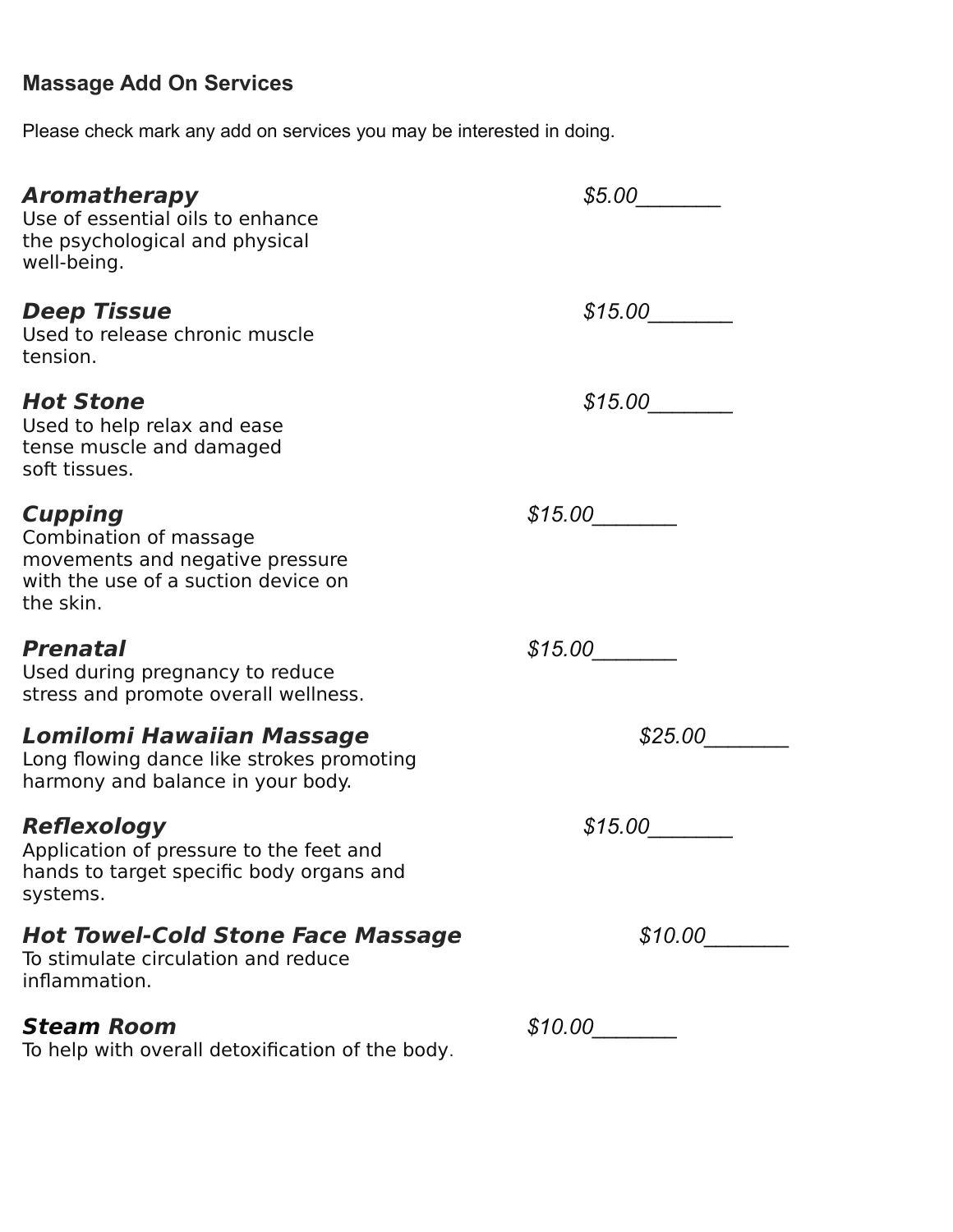## Massage Add On Services

Please check mark any add on services you may be interested in doing.

***Aromatherapy*** *$5.00*_______
Use of essential oils to enhance the psychological and physical well-being.

***Deep Tissue*** *$15.00*_______
Used to release chronic muscle tension.

***Hot Stone*** *$15.00*_______
Used to help relax and ease tense muscle and damaged soft tissues.

***Cupping*** *$15.00*_______
Combination of massage movements and negative pressure with the use of a suction device on the skin.

***Prenatal*** *$15.00*_______
Used during pregnancy to reduce stress and promote overall wellness.

***Lomilomi Hawaiian Massage*** *$25.00*_______
Long flowing dance like strokes promoting harmony and balance in your body.

***Reflexology*** *$15.00*_______
Application of pressure to the feet and hands to target specific body organs and systems.

***Hot Towel-Cold Stone Face Massage*** *$10.00*_______
To stimulate circulation and reduce inflammation.

***Steam Room*** *$10.00*_______
To help with overall detoxification of the body.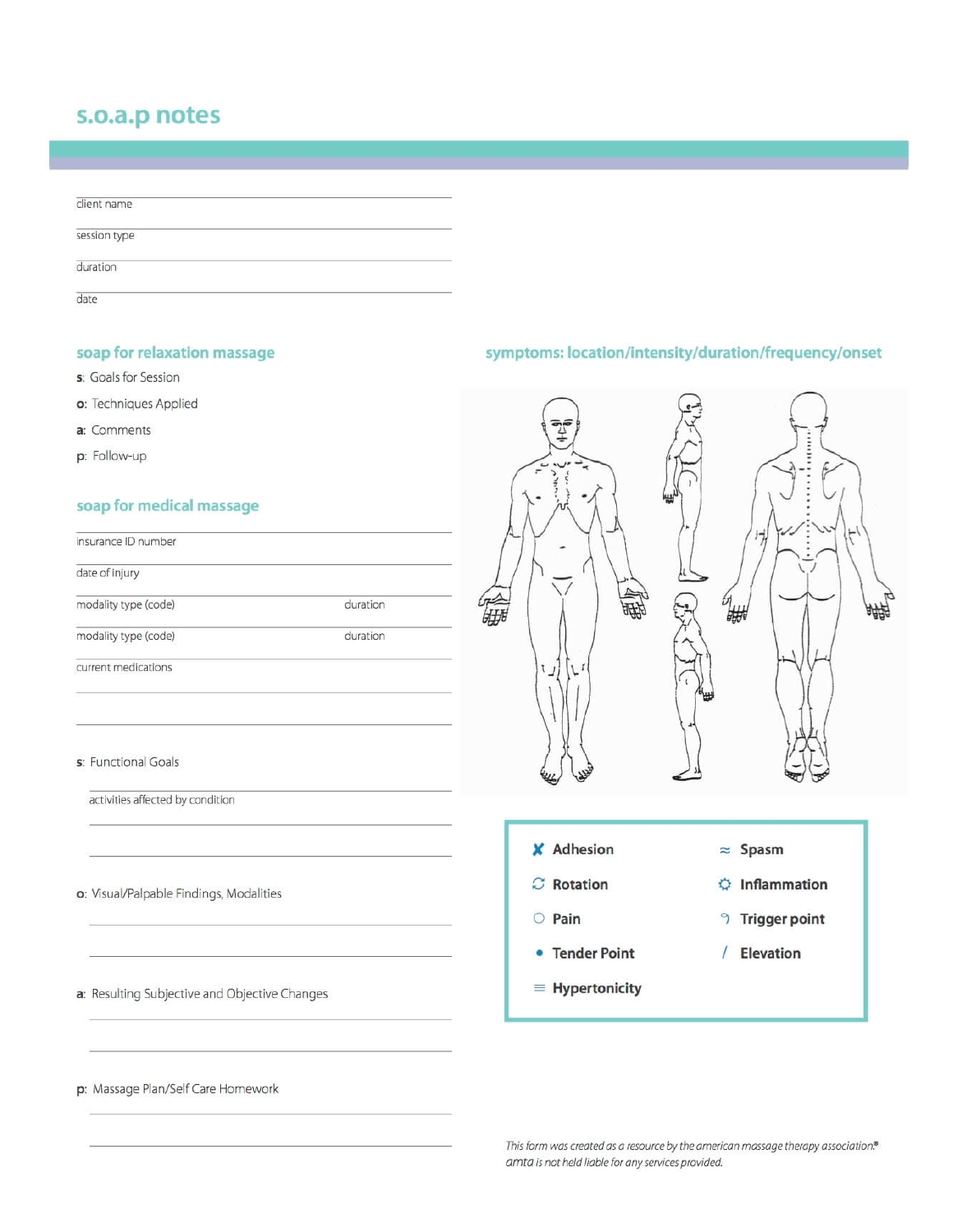# s.o.a.p notes

client name

session type

duration

date

## soap for relaxation massage

**s:** Goals for Session

**o:** Techniques Applied

**a:** Comments

**p:** Follow-up

## soap for medical massage

insurance ID number

date of injury

modality type (code) duration

modality type (code) duration

current medications

**s:** Functional Goals

activities affected by condition

**o:** Visual/Palpable Findings, Modalities

**a:** Resulting Subjective and Objective Changes

**p:** Massage Plan/Self Care Homework

## symptoms: location/intensity/duration/frequency/onset

- ✘ **Adhesion**
- ≈ **Spasm**
- **Rotation**
- **Inflammation**
- ○ **Pain**
- **Trigger point**
- • **Tender Point**
- / **Elevation**
- ≡ **Hypertonicity**

*This form was created as a resource by the american massage therapy association® amta is not held liable for any services provided.*